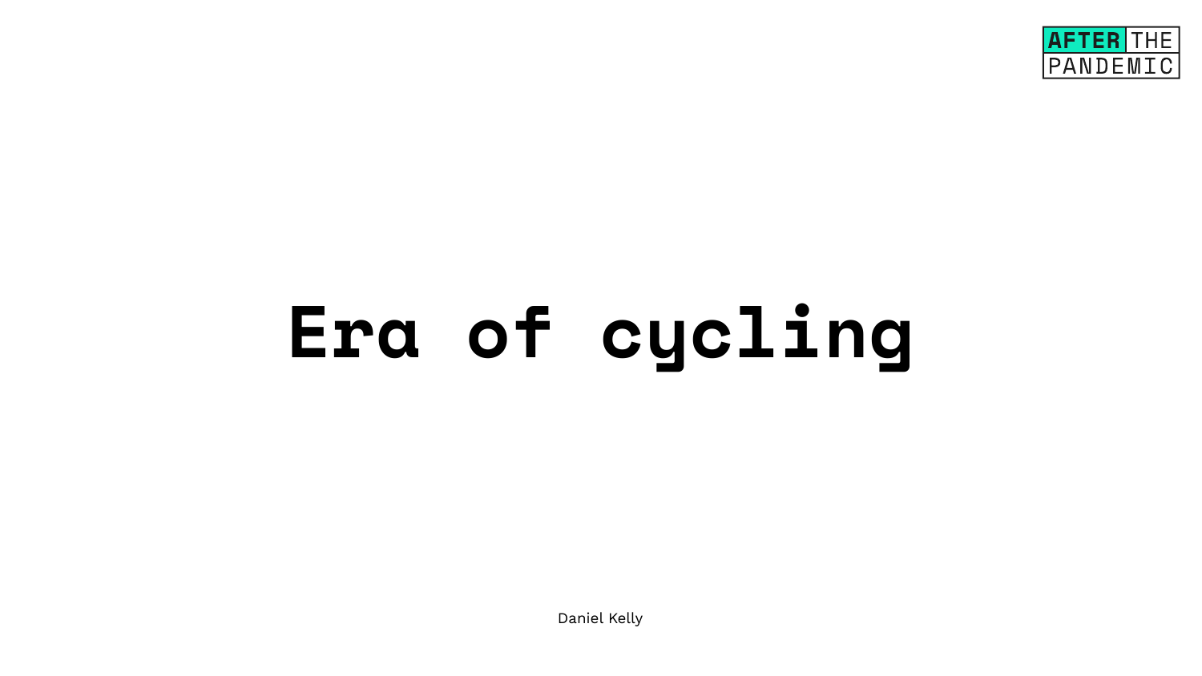AFTER THE PANDEMIC

# Era of cycling

Daniel Kelly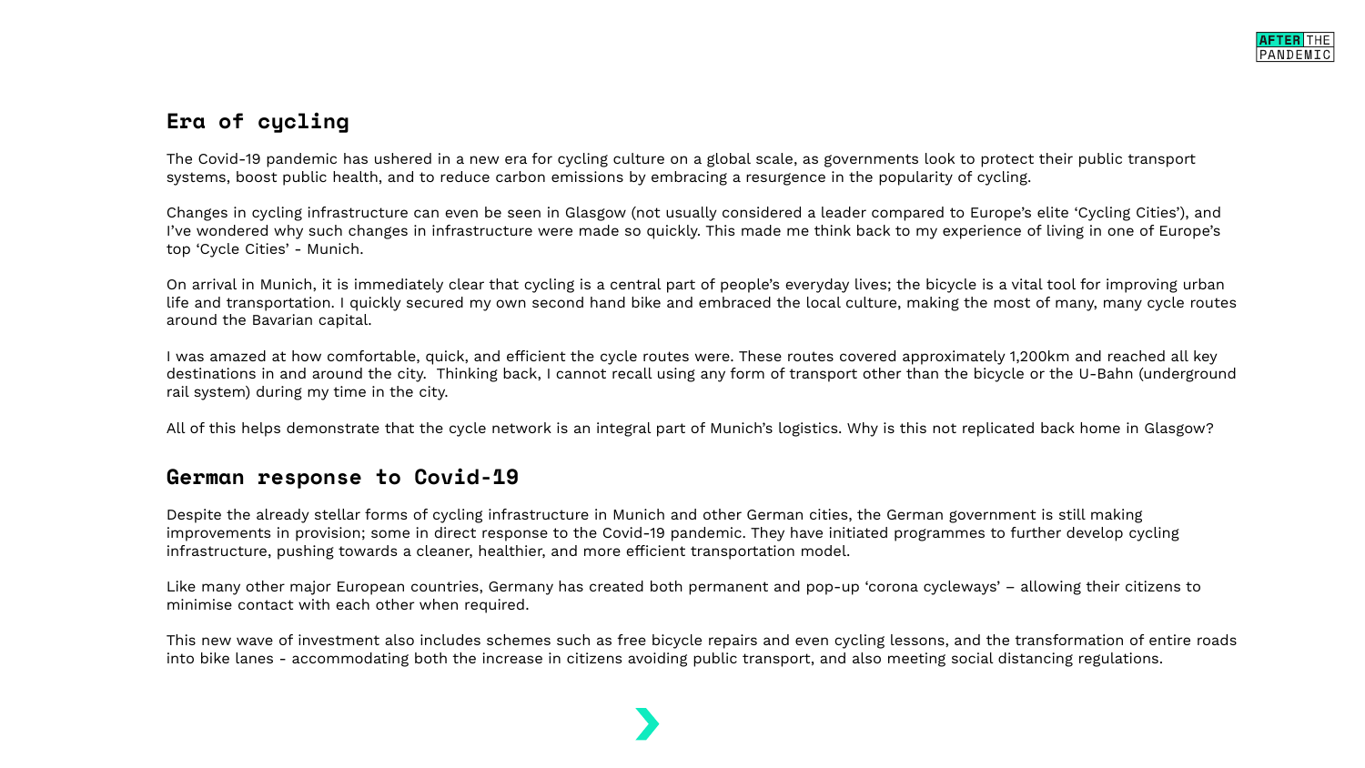## Era of cycling

The Covid-19 pandemic has ushered in a new era for cycling culture on a global scale, as governments look to protect their public transport systems, boost public health, and to reduce carbon emissions by embracing a resurgence in the popularity of cycling.

Changes in cycling infrastructure can even be seen in Glasgow (not usually considered a leader compared to Europe's elite 'Cycling Cities'), and I've wondered why such changes in infrastructure were made so quickly. This made me think back to my experience of living in one of Europe's top 'Cycle Cities' - Munich.

On arrival in Munich, it is immediately clear that cycling is a central part of people's everyday lives; the bicycle is a vital tool for improving urban life and transportation. I quickly secured my own second hand bike and embraced the local culture, making the most of many, many cycle routes around the Bavarian capital.

I was amazed at how comfortable, quick, and efficient the cycle routes were. These routes covered approximately 1,200km and reached all key destinations in and around the city. Thinking back, I cannot recall using any form of transport other than the bicycle or the U-Bahn (underground rail system) during my time in the city.

All of this helps demonstrate that the cycle network is an integral part of Munich's logistics. Why is this not replicated back home in Glasgow?

## German response to Covid-19

Despite the already stellar forms of cycling infrastructure in Munich and other German cities, the German government is still making improvements in provision; some in direct response to the Covid-19 pandemic. They have initiated programmes to further develop cycling infrastructure, pushing towards a cleaner, healthier, and more efficient transportation model.

Like many other major European countries, Germany has created both permanent and pop-up 'corona cycleways' – allowing their citizens to minimise contact with each other when required.

This new wave of investment also includes schemes such as free bicycle repairs and even cycling lessons, and the transformation of entire roads into bike lanes - accommodating both the increase in citizens avoiding public transport, and also meeting social distancing regulations.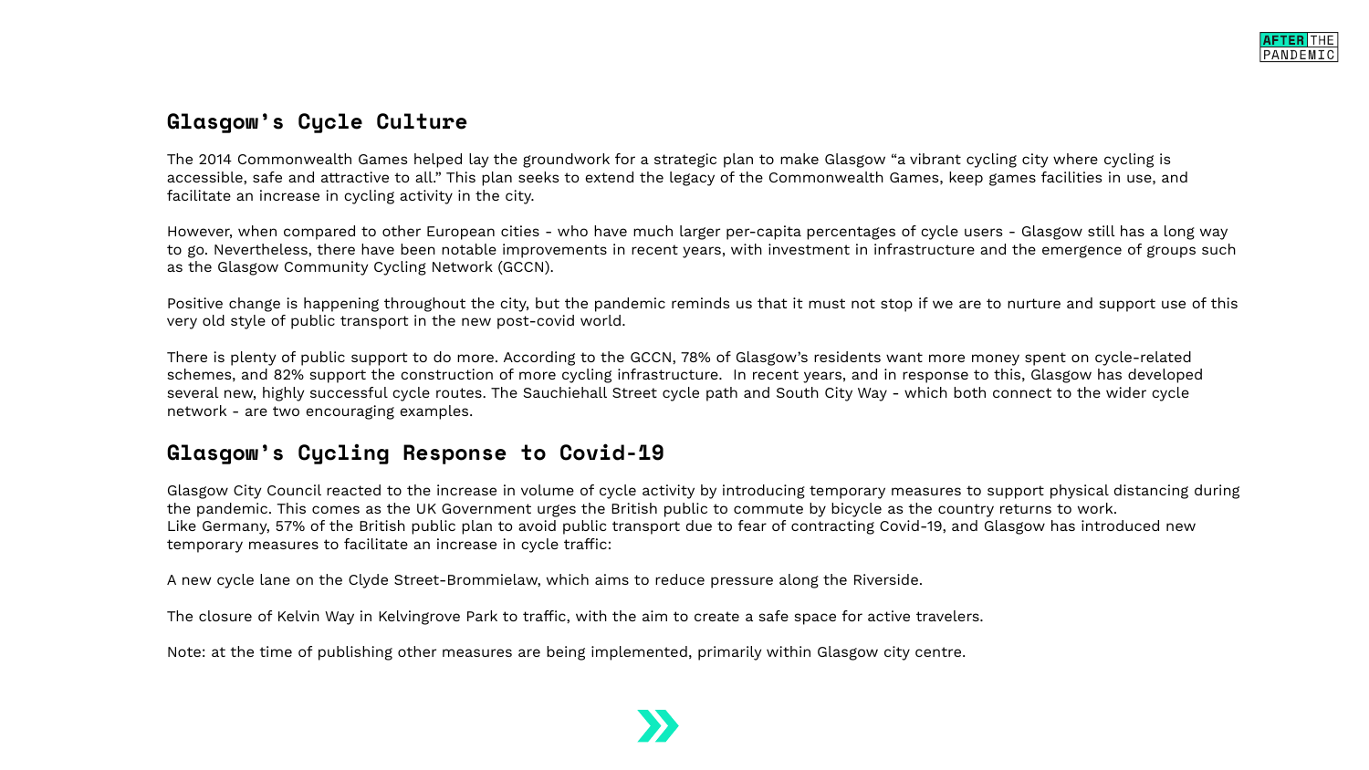## Glasgow’s Cycle Culture

The 2014 Commonwealth Games helped lay the groundwork for a strategic plan to make Glasgow “a vibrant cycling city where cycling is accessible, safe and attractive to all.” This plan seeks to extend the legacy of the Commonwealth Games, keep games facilities in use, and facilitate an increase in cycling activity in the city.

However, when compared to other European cities - who have much larger per-capita percentages of cycle users - Glasgow still has a long way to go. Nevertheless, there have been notable improvements in recent years, with investment in infrastructure and the emergence of groups such as the Glasgow Community Cycling Network (GCCN).

Positive change is happening throughout the city, but the pandemic reminds us that it must not stop if we are to nurture and support use of this very old style of public transport in the new post-covid world.

There is plenty of public support to do more. According to the GCCN, 78% of Glasgow’s residents want more money spent on cycle-related schemes, and 82% support the construction of more cycling infrastructure. In recent years, and in response to this, Glasgow has developed several new, highly successful cycle routes. The Sauchiehall Street cycle path and South City Way - which both connect to the wider cycle network - are two encouraging examples.

## Glasgow’s Cycling Response to Covid-19

Glasgow City Council reacted to the increase in volume of cycle activity by introducing temporary measures to support physical distancing during the pandemic. This comes as the UK Government urges the British public to commute by bicycle as the country returns to work.
Like Germany, 57% of the British public plan to avoid public transport due to fear of contracting Covid-19, and Glasgow has introduced new temporary measures to facilitate an increase in cycle traffic:

A new cycle lane on the Clyde Street-Brommielaw, which aims to reduce pressure along the Riverside.

The closure of Kelvin Way in Kelvingrove Park to traffic, with the aim to create a safe space for active travelers.

Note: at the time of publishing other measures are being implemented, primarily within Glasgow city centre.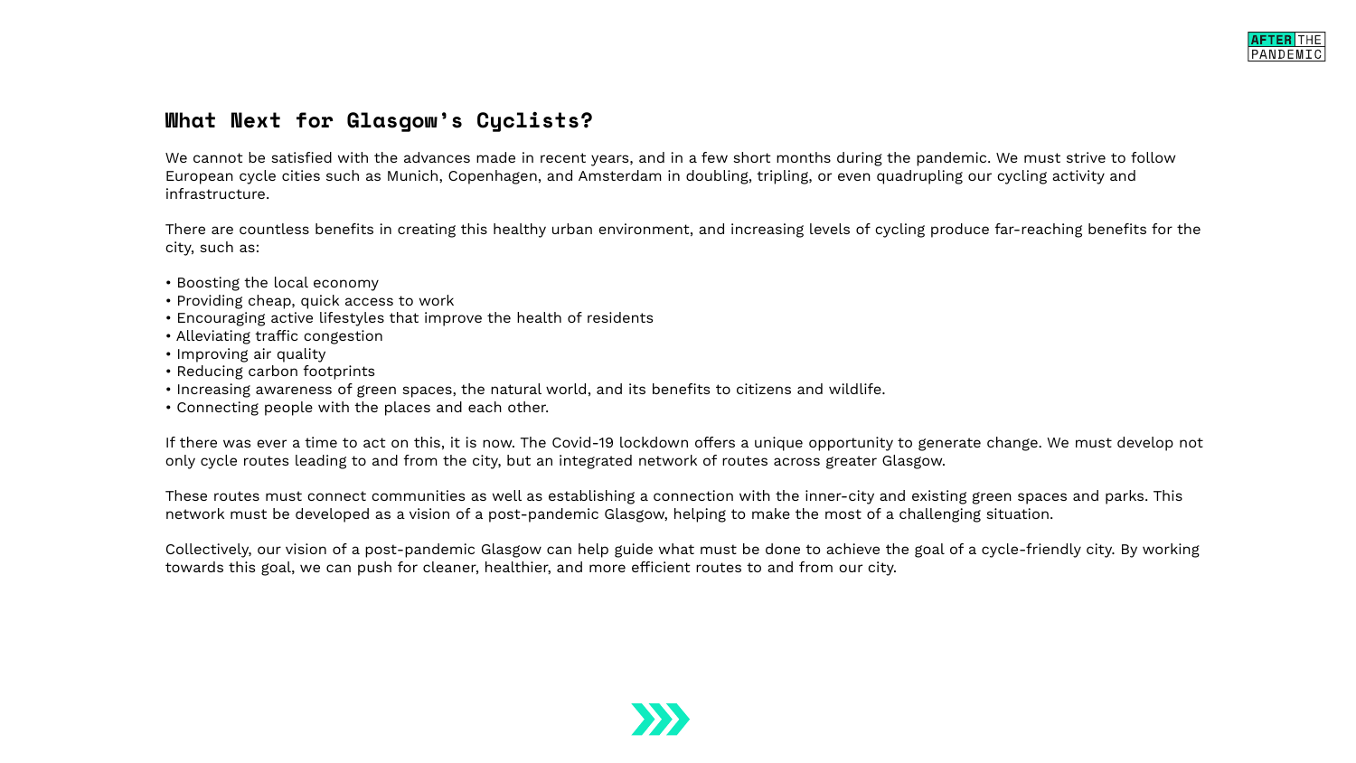## What Next for Glasgow's Cyclists?

We cannot be satisfied with the advances made in recent years, and in a few short months during the pandemic. We must strive to follow European cycle cities such as Munich, Copenhagen, and Amsterdam in doubling, tripling, or even quadrupling our cycling activity and infrastructure.

There are countless benefits in creating this healthy urban environment, and increasing levels of cycling produce far-reaching benefits for the city, such as:

- Boosting the local economy
- Providing cheap, quick access to work
- Encouraging active lifestyles that improve the health of residents
- Alleviating traffic congestion
- Improving air quality
- Reducing carbon footprints
- Increasing awareness of green spaces, the natural world, and its benefits to citizens and wildlife.
- Connecting people with the places and each other.

If there was ever a time to act on this, it is now. The Covid-19 lockdown offers a unique opportunity to generate change. We must develop not only cycle routes leading to and from the city, but an integrated network of routes across greater Glasgow.

These routes must connect communities as well as establishing a connection with the inner-city and existing green spaces and parks. This network must be developed as a vision of a post-pandemic Glasgow, helping to make the most of a challenging situation.

Collectively, our vision of a post-pandemic Glasgow can help guide what must be done to achieve the goal of a cycle-friendly city. By working towards this goal, we can push for cleaner, healthier, and more efficient routes to and from our city.